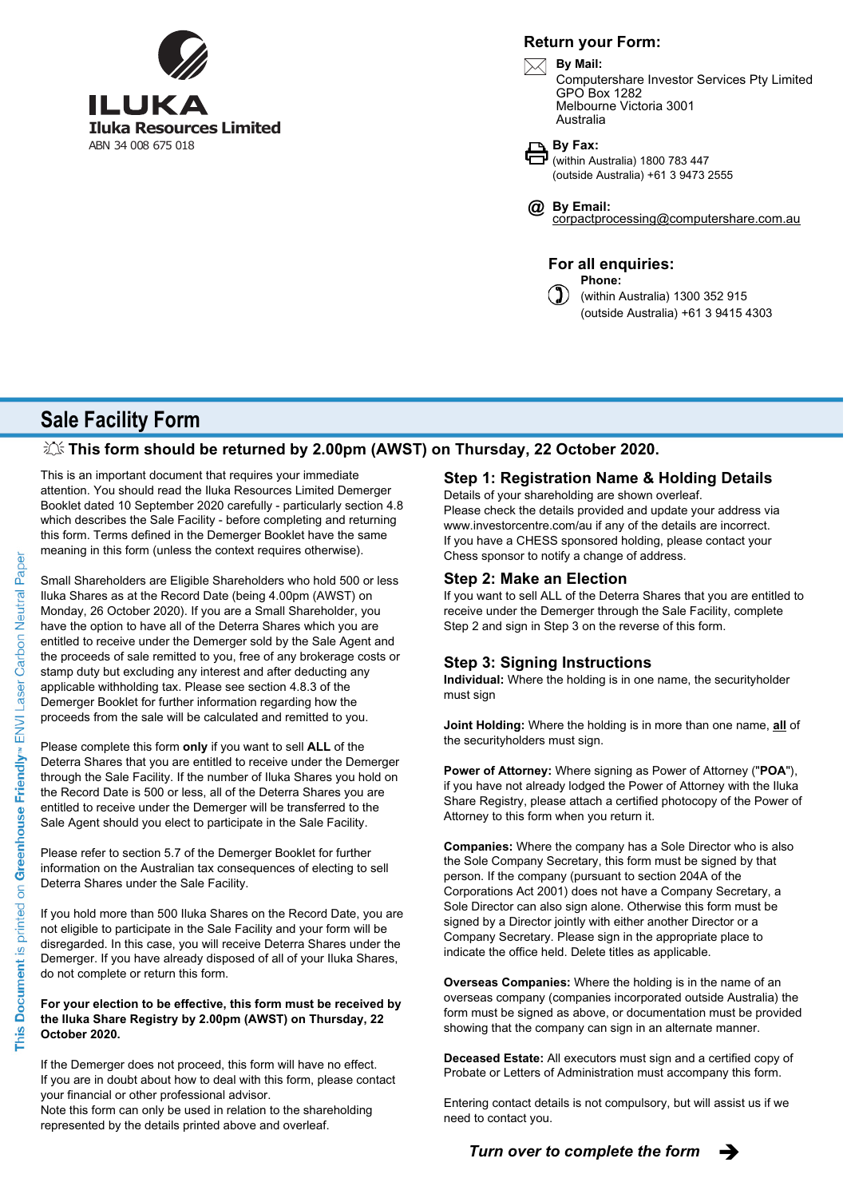**ILUKA**
**Iluka Resources Limited**
ABN 34 008 675 018

## Return your Form:

**By Mail:**
Computershare Investor Services Pty Limited
GPO Box 1282
Melbourne Victoria 3001
Australia

**By Fax:**
(within Australia) 1800 783 447
(outside Australia) +61 3 9473 2555

**By Email:**
corpactprocessing@computershare.com.au

## For all enquiries:

**Phone:**
(within Australia) 1300 352 915
(outside Australia) +61 3 9415 4303

# Sale Facility Form

**This form should be returned by 2.00pm (AWST) on Thursday, 22 October 2020.**

This is an important document that requires your immediate attention. You should read the Iluka Resources Limited Demerger Booklet dated 10 September 2020 carefully - particularly section 4.8 which describes the Sale Facility - before completing and returning this form. Terms defined in the Demerger Booklet have the same meaning in this form (unless the context requires otherwise).

Small Shareholders are Eligible Shareholders who hold 500 or less Iluka Shares as at the Record Date (being 4.00pm (AWST) on Monday, 26 October 2020). If you are a Small Shareholder, you have the option to have all of the Deterra Shares which you are entitled to receive under the Demerger sold by the Sale Agent and the proceeds of sale remitted to you, free of any brokerage costs or stamp duty but excluding any interest and after deducting any applicable withholding tax. Please see section 4.8.3 of the Demerger Booklet for further information regarding how the proceeds from the sale will be calculated and remitted to you.

Please complete this form **only** if you want to sell **ALL** of the Deterra Shares that you are entitled to receive under the Demerger through the Sale Facility. If the number of Iluka Shares you hold on the Record Date is 500 or less, all of the Deterra Shares you are entitled to receive under the Demerger will be transferred to the Sale Agent should you elect to participate in the Sale Facility.

Please refer to section 5.7 of the Demerger Booklet for further information on the Australian tax consequences of electing to sell Deterra Shares under the Sale Facility.

If you hold more than 500 Iluka Shares on the Record Date, you are not eligible to participate in the Sale Facility and your form will be disregarded. In this case, you will receive Deterra Shares under the Demerger. If you have already disposed of all of your Iluka Shares, do not complete or return this form.

**For your election to be effective, this form must be received by the Iluka Share Registry by 2.00pm (AWST) on Thursday, 22 October 2020.**

If the Demerger does not proceed, this form will have no effect.
If you are in doubt about how to deal with this form, please contact your financial or other professional advisor.
Note this form can only be used in relation to the shareholding represented by the details printed above and overleaf.

## Step 1: Registration Name & Holding Details

Details of your shareholding are shown overleaf.
Please check the details provided and update your address via www.investorcentre.com/au if any of the details are incorrect.
If you have a CHESS sponsored holding, please contact your Chess sponsor to notify a change of address.

## Step 2: Make an Election

If you want to sell ALL of the Deterra Shares that you are entitled to receive under the Demerger through the Sale Facility, complete Step 2 and sign in Step 3 on the reverse of this form.

## Step 3: Signing Instructions

**Individual:** Where the holding is in one name, the securityholder must sign

**Joint Holding:** Where the holding is in more than one name, **all** of the securityholders must sign.

**Power of Attorney:** Where signing as Power of Attorney ("**POA**"), if you have not already lodged the Power of Attorney with the Iluka Share Registry, please attach a certified photocopy of the Power of Attorney to this form when you return it.

**Companies:** Where the company has a Sole Director who is also the Sole Company Secretary, this form must be signed by that person. If the company (pursuant to section 204A of the Corporations Act 2001) does not have a Company Secretary, a Sole Director can also sign alone. Otherwise this form must be signed by a Director jointly with either another Director or a Company Secretary. Please sign in the appropriate place to indicate the office held. Delete titles as applicable.

**Overseas Companies:** Where the holding is in the name of an overseas company (companies incorporated outside Australia) the form must be signed as above, or documentation must be provided showing that the company can sign in an alternate manner.

**Deceased Estate:** All executors must sign and a certified copy of Probate or Letters of Administration must accompany this form.

Entering contact details is not compulsory, but will assist us if we need to contact you.

*Turn over to complete the form* ➔

This Document is printed on Greenhouse Friendly™ ENVI Laser Carbon Neutral Paper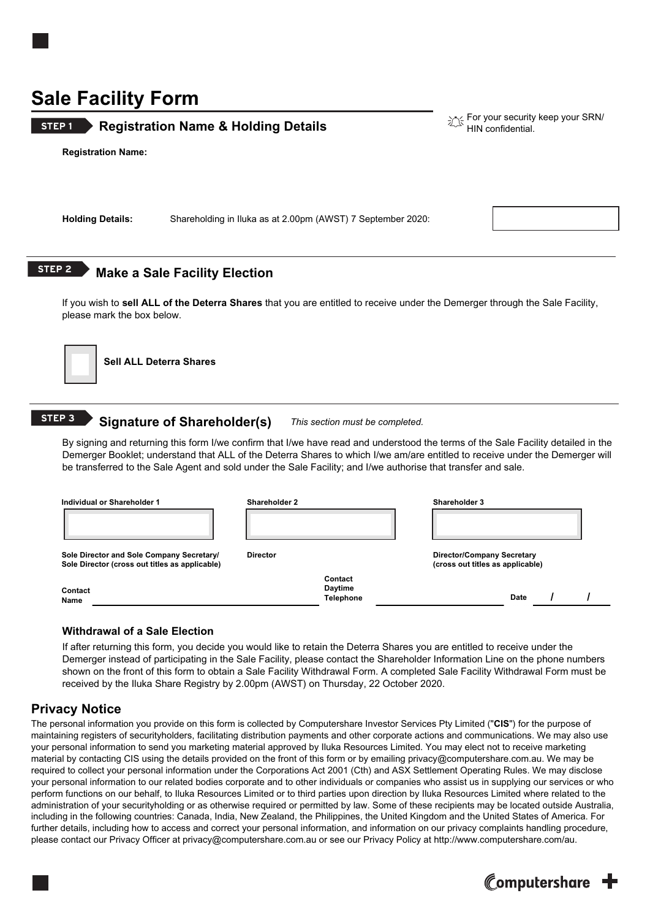# Sale Facility Form

## STEP 1 Registration Name & Holding Details

For your security keep your SRN/HIN confidential.

**Registration Name:**

**Holding Details:** Shareholding in Iluka as at 2.00pm (AWST) 7 September 2020:

## STEP 2 Make a Sale Facility Election

If you wish to **sell ALL of the Deterra Shares** that you are entitled to receive under the Demerger through the Sale Facility, please mark the box below.

☐ **Sell ALL Deterra Shares**

## STEP 3 Signature of Shareholder(s) *This section must be completed.*

By signing and returning this form I/we confirm that I/we have read and understood the terms of the Sale Facility detailed in the Demerger Booklet; understand that ALL of the Deterra Shares to which I/we am/are entitled to receive under the Demerger will be transferred to the Sale Agent and sold under the Sale Facility; and I/we authorise that transfer and sale.

| Individual or Shareholder 1 | Shareholder 2 | Shareholder 3 |
| --- | --- | --- |
| | | |
| Sole Director and Sole Company Secretary/ Sole Director (cross out titles as applicable) | Director | Director/Company Secretary (cross out titles as applicable) |

Contact Name ____________________ Contact Daytime Telephone ____________________ Date ____ / ____ / ____

### Withdrawal of a Sale Election

If after returning this form, you decide you would like to retain the Deterra Shares you are entitled to receive under the Demerger instead of participating in the Sale Facility, please contact the Shareholder Information Line on the phone numbers shown on the front of this form to obtain a Sale Facility Withdrawal Form. A completed Sale Facility Withdrawal Form must be received by the Iluka Share Registry by 2.00pm (AWST) on Thursday, 22 October 2020.

## Privacy Notice

The personal information you provide on this form is collected by Computershare Investor Services Pty Limited ("**CIS**") for the purpose of maintaining registers of securityholders, facilitating distribution payments and other corporate actions and communications. We may also use your personal information to send you marketing material approved by Iluka Resources Limited. You may elect not to receive marketing material by contacting CIS using the details provided on the front of this form or by emailing privacy@computershare.com.au. We may be required to collect your personal information under the Corporations Act 2001 (Cth) and ASX Settlement Operating Rules. We may disclose your personal information to our related bodies corporate and to other individuals or companies who assist us in supplying our services or who perform functions on our behalf, to Iluka Resources Limited or to third parties upon direction by Iluka Resources Limited where related to the administration of your securityholding or as otherwise required or permitted by law. Some of these recipients may be located outside Australia, including in the following countries: Canada, India, New Zealand, the Philippines, the United Kingdom and the United States of America. For further details, including how to access and correct your personal information, and information on our privacy complaints handling procedure, please contact our Privacy Officer at privacy@computershare.com.au or see our Privacy Policy at http://www.computershare.com/au.

Computershare